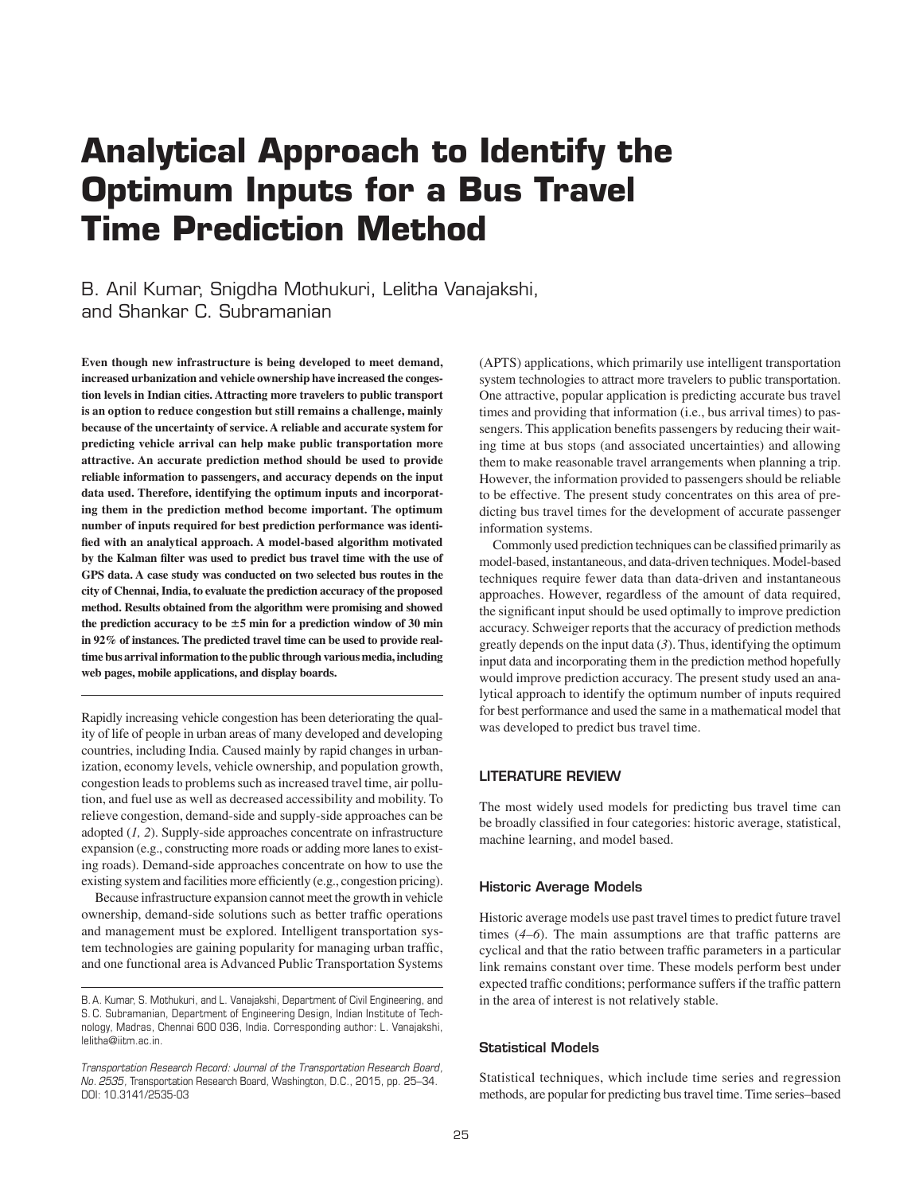# Analytical Approach to Identify the Optimum Inputs for a Bus Travel Time Prediction Method

B. Anil Kumar, Snigdha Mothukuri, Lelitha Vanajakshi, and Shankar C. Subramanian

**Even though new infrastructure is being developed to meet demand, increased urbanization and vehicle ownership have increased the congestion levels in Indian cities. Attracting more travelers to public transport is an option to reduce congestion but still remains a challenge, mainly because of the uncertainty of service. A reliable and accurate system for predicting vehicle arrival can help make public transportation more attractive. An accurate prediction method should be used to provide reliable information to passengers, and accuracy depends on the input data used. Therefore, identifying the optimum inputs and incorporating them in the prediction method become important. The optimum number of inputs required for best prediction performance was identified with an analytical approach. A model-based algorithm motivated by the Kalman filter was used to predict bus travel time with the use of GPS data. A case study was conducted on two selected bus routes in the city of Chennai, India, to evaluate the prediction accuracy of the proposed method. Results obtained from the algorithm were promising and showed the prediction accuracy to be ±5 min for a prediction window of 30 min in 92% of instances. The predicted travel time can be used to provide real-time bus arrival information to the public through various media, including web pages, mobile applications, and display boards.**

Rapidly increasing vehicle congestion has been deteriorating the quality of life of people in urban areas of many developed and developing countries, including India. Caused mainly by rapid changes in urbanization, economy levels, vehicle ownership, and population growth, congestion leads to problems such as increased travel time, air pollution, and fuel use as well as decreased accessibility and mobility. To relieve congestion, demand-side and supply-side approaches can be adopted (*1, 2*). Supply-side approaches concentrate on infrastructure expansion (e.g., constructing more roads or adding more lanes to existing roads). Demand-side approaches concentrate on how to use the existing system and facilities more efficiently (e.g., congestion pricing).

Because infrastructure expansion cannot meet the growth in vehicle ownership, demand-side solutions such as better traffic operations and management must be explored. Intelligent transportation system technologies are gaining popularity for managing urban traffic, and one functional area is Advanced Public Transportation Systems (APTS) applications, which primarily use intelligent transportation system technologies to attract more travelers to public transportation. One attractive, popular application is predicting accurate bus travel times and providing that information (i.e., bus arrival times) to passengers. This application benefits passengers by reducing their waiting time at bus stops (and associated uncertainties) and allowing them to make reasonable travel arrangements when planning a trip. However, the information provided to passengers should be reliable to be effective. The present study concentrates on this area of predicting bus travel times for the development of accurate passenger information systems.

Commonly used prediction techniques can be classified primarily as model-based, instantaneous, and data-driven techniques. Model-based techniques require fewer data than data-driven and instantaneous approaches. However, regardless of the amount of data required, the significant input should be used optimally to improve prediction accuracy. Schweiger reports that the accuracy of prediction methods greatly depends on the input data (*3*). Thus, identifying the optimum input data and incorporating them in the prediction method hopefully would improve prediction accuracy. The present study used an analytical approach to identify the optimum number of inputs required for best performance and used the same in a mathematical model that was developed to predict bus travel time.

## LITERATURE REVIEW

The most widely used models for predicting bus travel time can be broadly classified in four categories: historic average, statistical, machine learning, and model based.

### Historic Average Models

Historic average models use past travel times to predict future travel times (*4–6*). The main assumptions are that traffic patterns are cyclical and that the ratio between traffic parameters in a particular link remains constant over time. These models perform best under expected traffic conditions; performance suffers if the traffic pattern in the area of interest is not relatively stable.

### Statistical Models

Statistical techniques, which include time series and regression methods, are popular for predicting bus travel time. Time series–based

B. A. Kumar, S. Mothukuri, and L. Vanajakshi, Department of Civil Engineering, and S. C. Subramanian, Department of Engineering Design, Indian Institute of Technology, Madras, Chennai 600 036, India. Corresponding author: L. Vanajakshi, lelitha@iitm.ac.in.

*Transportation Research Record: Journal of the Transportation Research Board, No. 2535*, Transportation Research Board, Washington, D.C., 2015, pp. 25–34. DOI: 10.3141/2535-03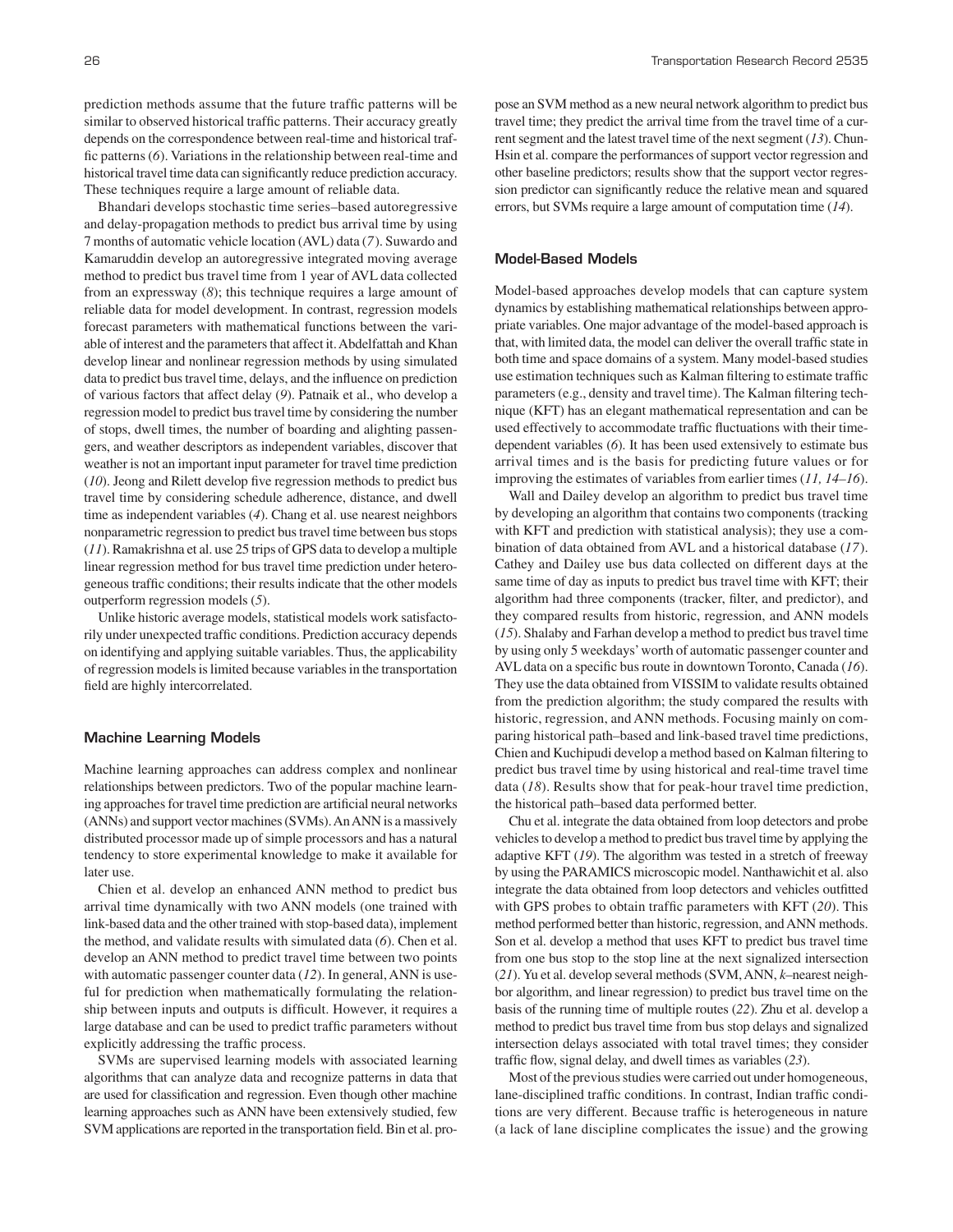prediction methods assume that the future traffic patterns will be similar to observed historical traffic patterns. Their accuracy greatly depends on the correspondence between real-time and historical traffic patterns (*6*). Variations in the relationship between real-time and historical travel time data can significantly reduce prediction accuracy. These techniques require a large amount of reliable data.

Bhandari develops stochastic time series–based autoregressive and delay-propagation methods to predict bus arrival time by using 7 months of automatic vehicle location (AVL) data (*7*). Suwardo and Kamaruddin develop an autoregressive integrated moving average method to predict bus travel time from 1 year of AVL data collected from an expressway (*8*); this technique requires a large amount of reliable data for model development. In contrast, regression models forecast parameters with mathematical functions between the variable of interest and the parameters that affect it. Abdelfattah and Khan develop linear and nonlinear regression methods by using simulated data to predict bus travel time, delays, and the influence on prediction of various factors that affect delay (*9*). Patnaik et al., who develop a regression model to predict bus travel time by considering the number of stops, dwell times, the number of boarding and alighting passengers, and weather descriptors as independent variables, discover that weather is not an important input parameter for travel time prediction (*10*). Jeong and Rilett develop five regression methods to predict bus travel time by considering schedule adherence, distance, and dwell time as independent variables (*4*). Chang et al. use nearest neighbors nonparametric regression to predict bus travel time between bus stops (*11*). Ramakrishna et al. use 25 trips of GPS data to develop a multiple linear regression method for bus travel time prediction under heterogeneous traffic conditions; their results indicate that the other models outperform regression models (*5*).

Unlike historic average models, statistical models work satisfactorily under unexpected traffic conditions. Prediction accuracy depends on identifying and applying suitable variables. Thus, the applicability of regression models is limited because variables in the transportation field are highly intercorrelated.

### Machine Learning Models

Machine learning approaches can address complex and nonlinear relationships between predictors. Two of the popular machine learning approaches for travel time prediction are artificial neural networks (ANNs) and support vector machines (SVMs). An ANN is a massively distributed processor made up of simple processors and has a natural tendency to store experimental knowledge to make it available for later use.

Chien et al. develop an enhanced ANN method to predict bus arrival time dynamically with two ANN models (one trained with link-based data and the other trained with stop-based data), implement the method, and validate results with simulated data (*6*). Chen et al. develop an ANN method to predict travel time between two points with automatic passenger counter data (*12*). In general, ANN is useful for prediction when mathematically formulating the relationship between inputs and outputs is difficult. However, it requires a large database and can be used to predict traffic parameters without explicitly addressing the traffic process.

SVMs are supervised learning models with associated learning algorithms that can analyze data and recognize patterns in data that are used for classification and regression. Even though other machine learning approaches such as ANN have been extensively studied, few SVM applications are reported in the transportation field. Bin et al. propose an SVM method as a new neural network algorithm to predict bus travel time; they predict the arrival time from the travel time of a current segment and the latest travel time of the next segment (*13*). Chun-Hsin et al. compare the performances of support vector regression and other baseline predictors; results show that the support vector regression predictor can significantly reduce the relative mean and squared errors, but SVMs require a large amount of computation time (*14*).

### Model-Based Models

Model-based approaches develop models that can capture system dynamics by establishing mathematical relationships between appropriate variables. One major advantage of the model-based approach is that, with limited data, the model can deliver the overall traffic state in both time and space domains of a system. Many model-based studies use estimation techniques such as Kalman filtering to estimate traffic parameters (e.g., density and travel time). The Kalman filtering technique (KFT) has an elegant mathematical representation and can be used effectively to accommodate traffic fluctuations with their time-dependent variables (*6*). It has been used extensively to estimate bus arrival times and is the basis for predicting future values or for improving the estimates of variables from earlier times (*11, 14–16*).

Wall and Dailey develop an algorithm to predict bus travel time by developing an algorithm that contains two components (tracking with KFT and prediction with statistical analysis); they use a combination of data obtained from AVL and a historical database (*17*). Cathey and Dailey use bus data collected on different days at the same time of day as inputs to predict bus travel time with KFT; their algorithm had three components (tracker, filter, and predictor), and they compared results from historic, regression, and ANN models (*15*). Shalaby and Farhan develop a method to predict bus travel time by using only 5 weekdays' worth of automatic passenger counter and AVL data on a specific bus route in downtown Toronto, Canada (*16*). They use the data obtained from VISSIM to validate results obtained from the prediction algorithm; the study compared the results with historic, regression, and ANN methods. Focusing mainly on comparing historical path–based and link-based travel time predictions, Chien and Kuchipudi develop a method based on Kalman filtering to predict bus travel time by using historical and real-time travel time data (*18*). Results show that for peak-hour travel time prediction, the historical path–based data performed better.

Chu et al. integrate the data obtained from loop detectors and probe vehicles to develop a method to predict bus travel time by applying the adaptive KFT (*19*). The algorithm was tested in a stretch of freeway by using the PARAMICS microscopic model. Nanthawichit et al. also integrate the data obtained from loop detectors and vehicles outfitted with GPS probes to obtain traffic parameters with KFT (*20*). This method performed better than historic, regression, and ANN methods. Son et al. develop a method that uses KFT to predict bus travel time from one bus stop to the stop line at the next signalized intersection (*21*). Yu et al. develop several methods (SVM, ANN, *k*–nearest neighbor algorithm, and linear regression) to predict bus travel time on the basis of the running time of multiple routes (*22*). Zhu et al. develop a method to predict bus travel time from bus stop delays and signalized intersection delays associated with total travel times; they consider traffic flow, signal delay, and dwell times as variables (*23*).

Most of the previous studies were carried out under homogeneous, lane-disciplined traffic conditions. In contrast, Indian traffic conditions are very different. Because traffic is heterogeneous in nature (a lack of lane discipline complicates the issue) and the growing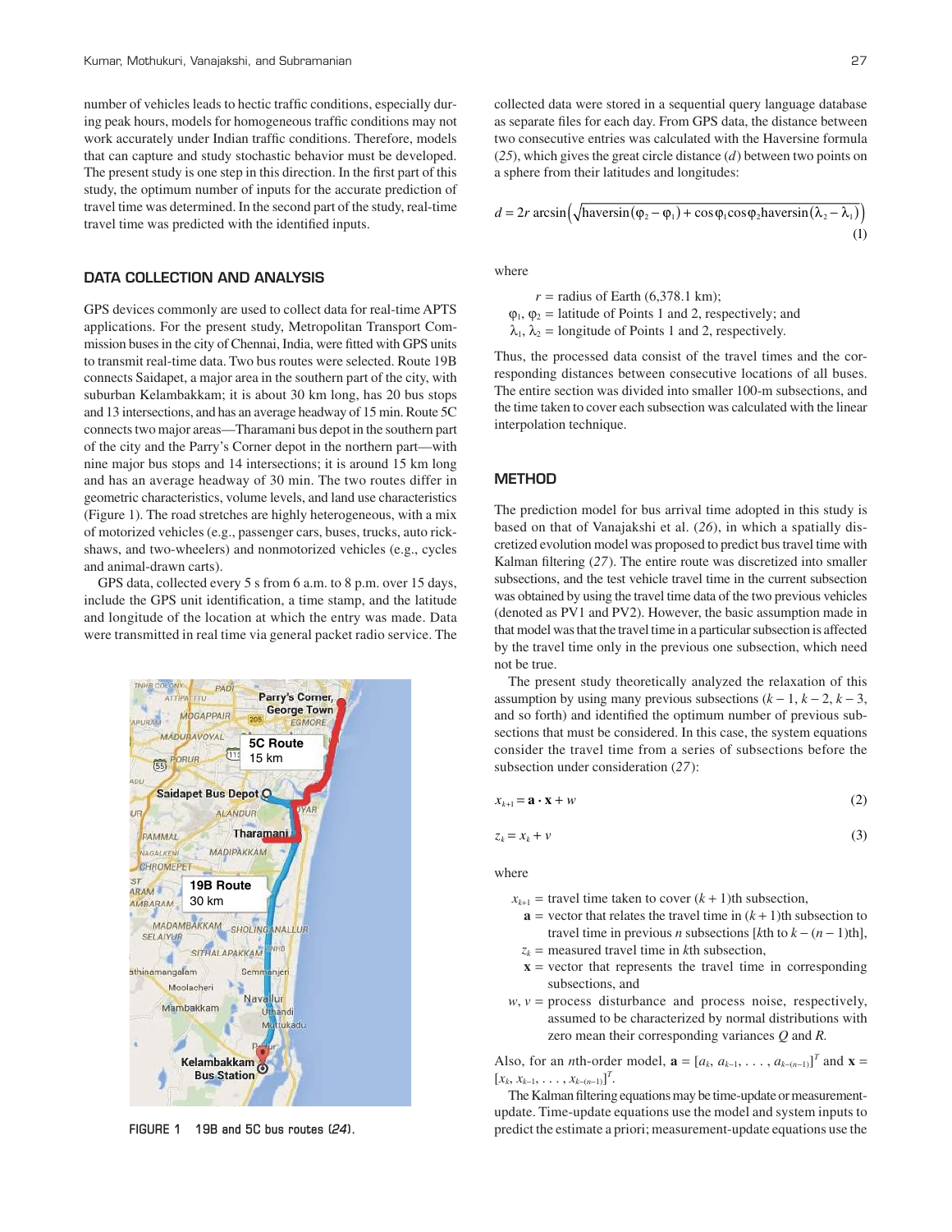number of vehicles leads to hectic traffic conditions, especially during peak hours, models for homogeneous traffic conditions may not work accurately under Indian traffic conditions. Therefore, models that can capture and study stochastic behavior must be developed. The present study is one step in this direction. In the first part of this study, the optimum number of inputs for the accurate prediction of travel time was determined. In the second part of the study, real-time travel time was predicted with the identified inputs.

## DATA COLLECTION AND ANALYSIS

GPS devices commonly are used to collect data for real-time APTS applications. For the present study, Metropolitan Transport Commission buses in the city of Chennai, India, were fitted with GPS units to transmit real-time data. Two bus routes were selected. Route 19B connects Saidapet, a major area in the southern part of the city, with suburban Kelambakkam; it is about 30 km long, has 20 bus stops and 13 intersections, and has an average headway of 15 min. Route 5C connects two major areas—Tharamani bus depot in the southern part of the city and the Parry's Corner depot in the northern part—with nine major bus stops and 14 intersections; it is around 15 km long and has an average headway of 30 min. The two routes differ in geometric characteristics, volume levels, and land use characteristics (Figure 1). The road stretches are highly heterogeneous, with a mix of motorized vehicles (e.g., passenger cars, buses, trucks, auto rickshaws, and two-wheelers) and nonmotorized vehicles (e.g., cycles and animal-drawn carts).

GPS data, collected every 5 s from 6 a.m. to 8 p.m. over 15 days, include the GPS unit identification, a time stamp, and the latitude and longitude of the location at which the entry was made. Data were transmitted in real time via general packet radio service. The collected data were stored in a sequential query language database as separate files for each day. From GPS data, the distance between two consecutive entries was calculated with the Haversine formula (*25*), which gives the great circle distance ($d$) between two points on a sphere from their latitudes and longitudes:

$$d = 2r \arcsin\left(\sqrt{\text{haversin}(\varphi_2 - \varphi_1) + \cos\varphi_1 \cos\varphi_2 \text{haversin}(\lambda_2 - \lambda_1)}\right) \tag{1}$$

where

$r$ = radius of Earth (6,378.1 km);
$\varphi_1$, $\varphi_2$ = latitude of Points 1 and 2, respectively; and
$\lambda_1$, $\lambda_2$ = longitude of Points 1 and 2, respectively.

Thus, the processed data consist of the travel times and the corresponding distances between consecutive locations of all buses. The entire section was divided into smaller 100-m subsections, and the time taken to cover each subsection was calculated with the linear interpolation technique.

FIGURE 1 19B and 5C bus routes (*24*).

## METHOD

The prediction model for bus arrival time adopted in this study is based on that of Vanajakshi et al. (*26*), in which a spatially discretized evolution model was proposed to predict bus travel time with Kalman filtering (*27*). The entire route was discretized into smaller subsections, and the test vehicle travel time in the current subsection was obtained by using the travel time data of the two previous vehicles (denoted as PV1 and PV2). However, the basic assumption made in that model was that the travel time in a particular subsection is affected by the travel time only in the previous one subsection, which need not be true.

The present study theoretically analyzed the relaxation of this assumption by using many previous subsections ($k-1$, $k-2$, $k-3$, and so forth) and identified the optimum number of previous subsections that must be considered. In this case, the system equations consider the travel time from a series of subsections before the subsection under consideration (*27*):

$$x_{k+1} = \mathbf{a} \cdot \mathbf{x} + w \tag{2}$$

$$z_k = x_k + v \tag{3}$$

where

$x_{k+1}$ = travel time taken to cover $(k+1)$th subsection,
$\mathbf{a}$ = vector that relates the travel time in $(k+1)$th subsection to travel time in previous $n$ subsections [$k$th to $k-(n-1)$th],
$z_k$ = measured travel time in $k$th subsection,
$\mathbf{x}$ = vector that represents the travel time in corresponding subsections, and
$w$, $v$ = process disturbance and process noise, respectively, assumed to be characterized by normal distributions with zero mean their corresponding variances $Q$ and $R$.

Also, for an $n$th-order model, $\mathbf{a} = [a_k, a_{k-1}, \ldots, a_{k-(n-1)}]^T$ and $\mathbf{x} = [x_k, x_{k-1}, \ldots, x_{k-(n-1)}]^T$.

The Kalman filtering equations may be time-update or measurement-update. Time-update equations use the model and system inputs to predict the estimate a priori; measurement-update equations use the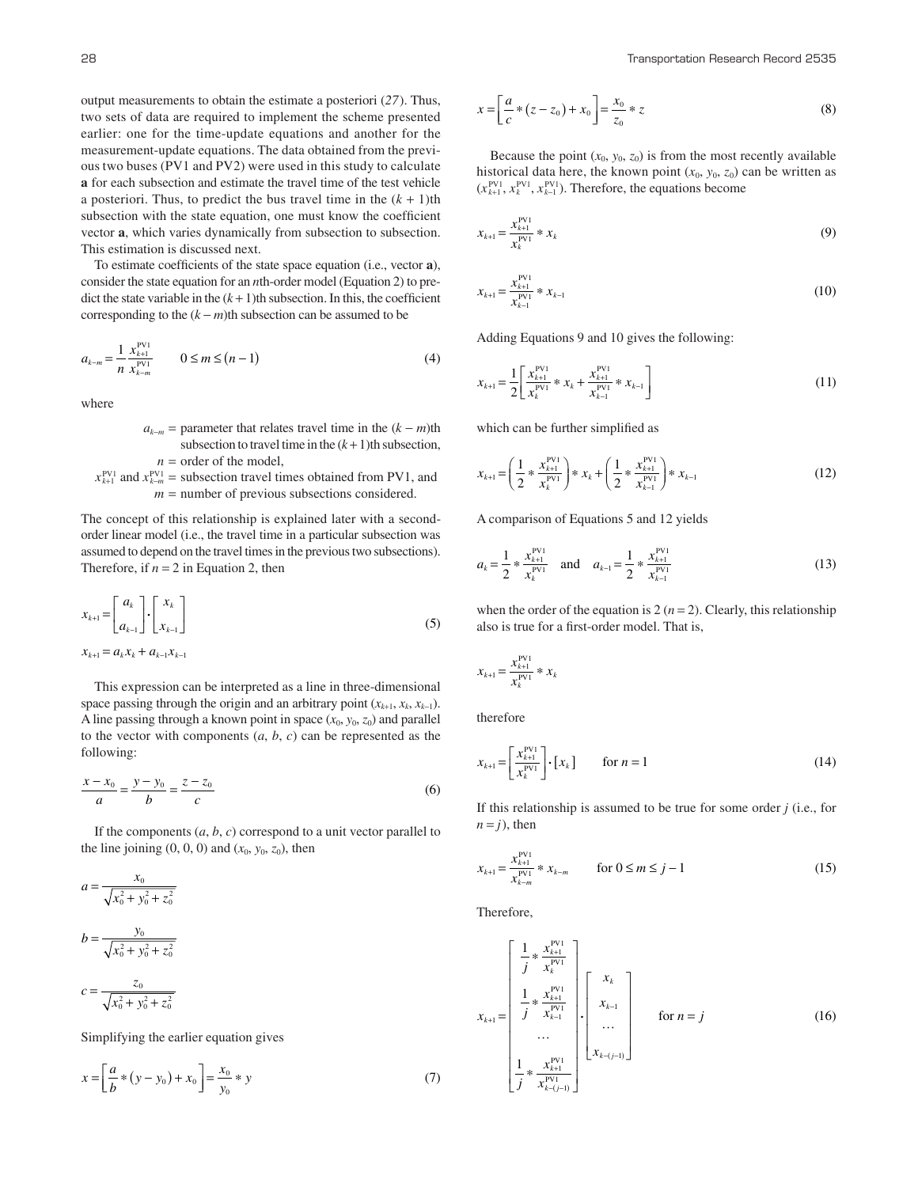output measurements to obtain the estimate a posteriori (*27*). Thus, two sets of data are required to implement the scheme presented earlier: one for the time-update equations and another for the measurement-update equations. The data obtained from the previous two buses (PV1 and PV2) were used in this study to calculate **a** for each subsection and estimate the travel time of the test vehicle a posteriori. Thus, to predict the bus travel time in the $(k + 1)$th subsection with the state equation, one must know the coefficient vector **a**, which varies dynamically from subsection to subsection. This estimation is discussed next.

To estimate coefficients of the state space equation (i.e., vector **a**), consider the state equation for an $n$th-order model (Equation 2) to predict the state variable in the $(k+1)$th subsection. In this, the coefficient corresponding to the $(k - m)$th subsection can be assumed to be

$$a_{k-m} = \frac{1}{n}\frac{x_{k+1}^{\text{PV1}}}{x_{k-m}^{\text{PV1}}} \qquad 0 \le m \le (n-1) \tag{4}$$

where

$a_{k-m}$ = parameter that relates travel time in the $(k - m)$th subsection to travel time in the $(k+1)$th subsection,
$n$ = order of the model,
$x_{k+1}^{\text{PV1}}$ and $x_{k-m}^{\text{PV1}}$ = subsection travel times obtained from PV1, and
$m$ = number of previous subsections considered.

The concept of this relationship is explained later with a second-order linear model (i.e., the travel time in a particular subsection was assumed to depend on the travel times in the previous two subsections). Therefore, if $n = 2$ in Equation 2, then

$$x_{k+1} = \begin{bmatrix} a_k \\ a_{k-1} \end{bmatrix} \cdot \begin{bmatrix} x_k \\ x_{k-1} \end{bmatrix} \tag{5}$$

$$x_{k+1} = a_k x_k + a_{k-1} x_{k-1}$$

This expression can be interpreted as a line in three-dimensional space passing through the origin and an arbitrary point $(x_{k+1}, x_k, x_{k-1})$. A line passing through a known point in space $(x_0, y_0, z_0)$ and parallel to the vector with components $(a, b, c)$ can be represented as the following:

$$\frac{x - x_0}{a} = \frac{y - y_0}{b} = \frac{z - z_0}{c} \tag{6}$$

If the components $(a, b, c)$ correspond to a unit vector parallel to the line joining $(0, 0, 0)$ and $(x_0, y_0, z_0)$, then

$$a = \frac{x_0}{\sqrt{x_0^2 + y_0^2 + z_0^2}}$$

$$b = \frac{y_0}{\sqrt{x_0^2 + y_0^2 + z_0^2}}$$

$$c = \frac{z_0}{\sqrt{x_0^2 + y_0^2 + z_0^2}}$$

Simplifying the earlier equation gives

$$x = \left[\frac{a}{b} * (y - y_0) + x_0\right] = \frac{x_0}{y_0} * y \tag{7}$$

$$x = \left[\frac{a}{c} * (z - z_0) + x_0\right] = \frac{x_0}{z_0} * z \tag{8}$$

Because the point $(x_0, y_0, z_0)$ is from the most recently available historical data here, the known point $(x_0, y_0, z_0)$ can be written as $(x_{k+1}^{\text{PV1}}, x_k^{\text{PV1}}, x_{k-1}^{\text{PV1}})$. Therefore, the equations become

$$x_{k+1} = \frac{x_{k+1}^{\text{PV1}}}{x_k^{\text{PV1}}} * x_k \tag{9}$$

$$x_{k+1} = \frac{x_{k+1}^{\text{PV1}}}{x_{k-1}^{\text{PV1}}} * x_{k-1} \tag{10}$$

Adding Equations 9 and 10 gives the following:

$$x_{k+1} = \frac{1}{2}\left[\frac{x_{k+1}^{\text{PV1}}}{x_k^{\text{PV1}}} * x_k + \frac{x_{k+1}^{\text{PV1}}}{x_{k-1}^{\text{PV1}}} * x_{k-1}\right] \tag{11}$$

which can be further simplified as

$$x_{k+1} = \left(\frac{1}{2} * \frac{x_{k+1}^{\text{PV1}}}{x_k^{\text{PV1}}}\right) * x_k + \left(\frac{1}{2} * \frac{x_{k+1}^{\text{PV1}}}{x_{k-1}^{\text{PV1}}}\right) * x_{k-1} \tag{12}$$

A comparison of Equations 5 and 12 yields

$$a_k = \frac{1}{2} * \frac{x_{k+1}^{\text{PV1}}}{x_k^{\text{PV1}}} \quad \text{and} \quad a_{k-1} = \frac{1}{2} * \frac{x_{k+1}^{\text{PV1}}}{x_{k-1}^{\text{PV1}}} \tag{13}$$

when the order of the equation is 2 ($n = 2$). Clearly, this relationship also is true for a first-order model. That is,

$$x_{k+1} = \frac{x_{k+1}^{\text{PV1}}}{x_k^{\text{PV1}}} * x_k$$

therefore

$$x_{k+1} = \left[\frac{x_{k+1}^{\text{PV1}}}{x_k^{\text{PV1}}}\right] \cdot [x_k] \qquad \text{for } n = 1 \tag{14}$$

If this relationship is assumed to be true for some order $j$ (i.e., for $n = j$), then

$$x_{k+1} = \frac{x_{k+1}^{\text{PV1}}}{x_{k-m}^{\text{PV1}}} * x_{k-m} \qquad \text{for } 0 \le m \le j - 1 \tag{15}$$

Therefore,

$$x_{k+1} = \begin{bmatrix} \frac{1}{j} * \frac{x_{k+1}^{\text{PV1}}}{x_k^{\text{PV1}}} \\ \frac{1}{j} * \frac{x_{k+1}^{\text{PV1}}}{x_{k-1}^{\text{PV1}}} \\ \cdots \\ \frac{1}{j} * \frac{x_{k+1}^{\text{PV1}}}{x_{k-(j-1)}^{\text{PV1}}} \end{bmatrix} \cdot \begin{bmatrix} x_k \\ x_{k-1} \\ \cdots \\ x_{k-(j-1)} \end{bmatrix} \qquad \text{for } n = j \tag{16}$$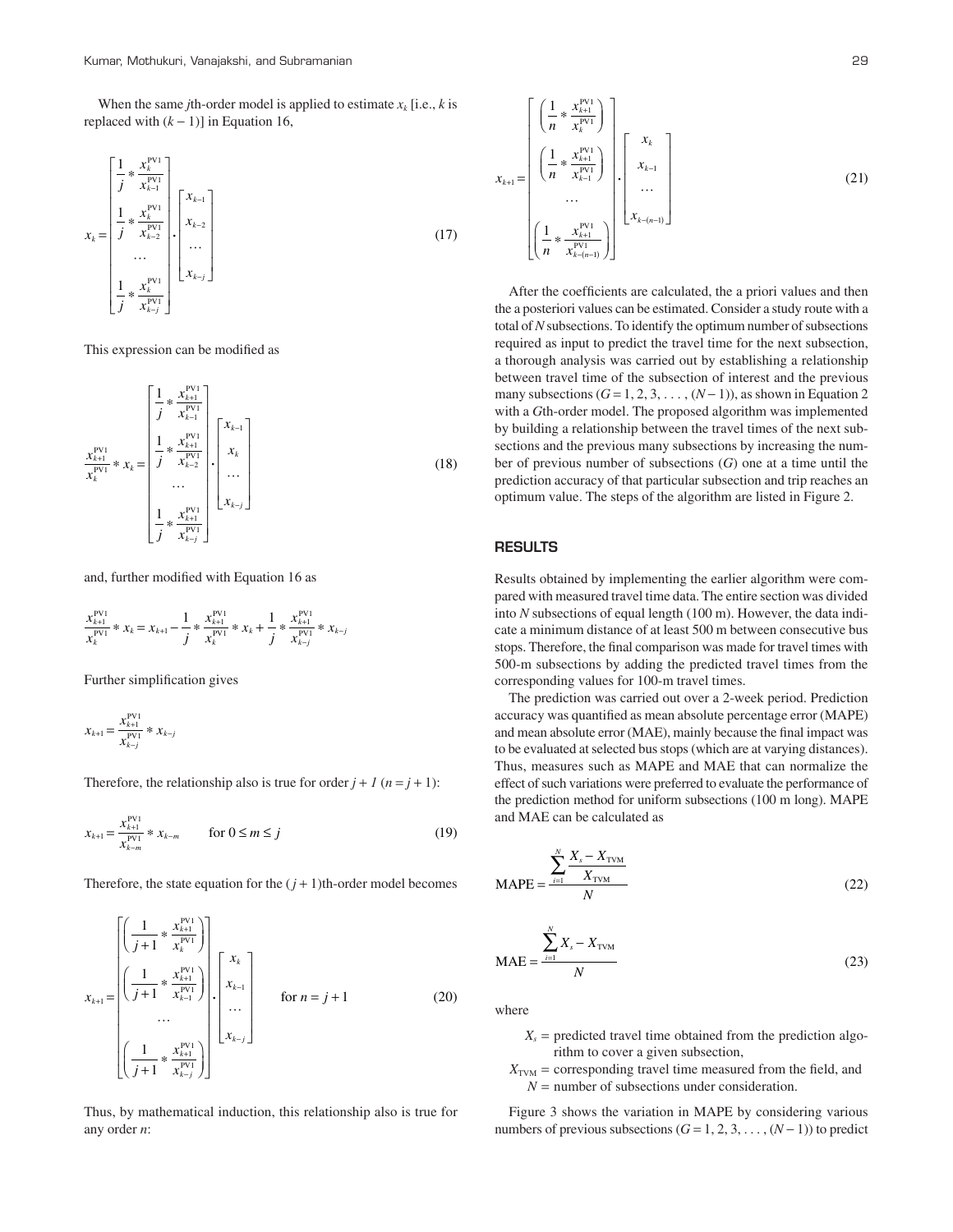When the same $j$th-order model is applied to estimate $x_k$ [i.e., $k$ is replaced with $(k-1)$] in Equation 16,

$$x_k = \begin{bmatrix} \frac{1}{j} * \frac{x_k^{\text{PV1}}}{x_{k-1}^{\text{PV1}}} \\ \frac{1}{j} * \frac{x_k^{\text{PV1}}}{x_{k-2}^{\text{PV1}}} \\ \cdots \\ \frac{1}{j} * \frac{x_k^{\text{PV1}}}{x_{k-j}^{\text{PV1}}} \end{bmatrix} \cdot \begin{bmatrix} x_{k-1} \\ x_{k-2} \\ \cdots \\ x_{k-j} \end{bmatrix} \tag{17}$$

This expression can be modified as

$$\frac{x_{k+1}^{\text{PV1}}}{x_k^{\text{PV1}}} * x_k = \begin{bmatrix} \frac{1}{j} * \frac{x_{k+1}^{\text{PV1}}}{x_{k-1}^{\text{PV1}}} \\ \frac{1}{j} * \frac{x_{k+1}^{\text{PV1}}}{x_{k-2}^{\text{PV1}}} \\ \cdots \\ \frac{1}{j} * \frac{x_{k+1}^{\text{PV1}}}{x_{k-j}^{\text{PV1}}} \end{bmatrix} \cdot \begin{bmatrix} x_{k-1} \\ x_k \\ \cdots \\ x_{k-j} \end{bmatrix} \tag{18}$$

and, further modified with Equation 16 as

$$\frac{x_{k+1}^{\text{PV1}}}{x_k^{\text{PV1}}} * x_k = x_{k+1} - \frac{1}{j} * \frac{x_{k+1}^{\text{PV1}}}{x_k^{\text{PV1}}} * x_k + \frac{1}{j} * \frac{x_{k+1}^{\text{PV1}}}{x_{k-j}^{\text{PV1}}} * x_{k-j}$$

Further simplification gives

$$x_{k+1} = \frac{x_{k+1}^{\text{PV1}}}{x_{k-j}^{\text{PV1}}} * x_{k-j}$$

Therefore, the relationship also is true for order $j+1$ ($n = j+1$):

$$x_{k+1} = \frac{x_{k+1}^{\text{PV1}}}{x_{k-m}^{\text{PV1}}} * x_{k-m} \qquad \text{for } 0 \leq m \leq j \tag{19}$$

Therefore, the state equation for the $(j+1)$th-order model becomes

$$x_{k+1} = \begin{bmatrix} \left(\frac{1}{j+1} * \frac{x_{k+1}^{\text{PV1}}}{x_k^{\text{PV1}}}\right) \\ \left(\frac{1}{j+1} * \frac{x_{k+1}^{\text{PV1}}}{x_{k-1}^{\text{PV1}}}\right) \\ \cdots \\ \left(\frac{1}{j+1} * \frac{x_{k+1}^{\text{PV1}}}{x_{k-j}^{\text{PV1}}}\right) \end{bmatrix} \cdot \begin{bmatrix} x_k \\ x_{k-1} \\ \cdots \\ x_{k-j} \end{bmatrix} \qquad \text{for } n = j+1 \tag{20}$$

Thus, by mathematical induction, this relationship also is true for any order $n$:

$$x_{k+1} = \begin{bmatrix} \left(\frac{1}{n} * \frac{x_{k+1}^{\text{PV1}}}{x_k^{\text{PV1}}}\right) \\ \left(\frac{1}{n} * \frac{x_{k+1}^{\text{PV1}}}{x_{k-1}^{\text{PV1}}}\right) \\ \cdots \\ \left(\frac{1}{n} * \frac{x_{k+1}^{\text{PV1}}}{x_{k-(n-1)}^{\text{PV1}}}\right) \end{bmatrix} \cdot \begin{bmatrix} x_k \\ x_{k-1} \\ \cdots \\ x_{k-(n-1)} \end{bmatrix} \tag{21}$$

After the coefficients are calculated, the a priori values and then the a posteriori values can be estimated. Consider a study route with a total of $N$ subsections. To identify the optimum number of subsections required as input to predict the travel time for the next subsection, a thorough analysis was carried out by establishing a relationship between travel time of the subsection of interest and the previous many subsections ($G = 1, 2, 3, \ldots, (N-1)$), as shown in Equation 2 with a $G$th-order model. The proposed algorithm was implemented by building a relationship between the travel times of the next subsections and the previous many subsections by increasing the number of previous number of subsections ($G$) one at a time until the prediction accuracy of that particular subsection and trip reaches an optimum value. The steps of the algorithm are listed in Figure 2.

## RESULTS

Results obtained by implementing the earlier algorithm were compared with measured travel time data. The entire section was divided into $N$ subsections of equal length (100 m). However, the data indicate a minimum distance of at least 500 m between consecutive bus stops. Therefore, the final comparison was made for travel times with 500-m subsections by adding the predicted travel times from the corresponding values for 100-m travel times.

The prediction was carried out over a 2-week period. Prediction accuracy was quantified as mean absolute percentage error (MAPE) and mean absolute error (MAE), mainly because the final impact was to be evaluated at selected bus stops (which are at varying distances). Thus, measures such as MAPE and MAE that can normalize the effect of such variations were preferred to evaluate the performance of the prediction method for uniform subsections (100 m long). MAPE and MAE can be calculated as

$$\text{MAPE} = \frac{\sum_{i=1}^{N} \frac{X_s - X_{\text{TVM}}}{X_{\text{TVM}}}}{N} \tag{22}$$

$$\text{MAE} = \frac{\sum_{i=1}^{N} X_s - X_{\text{TVM}}}{N} \tag{23}$$

where

- $X_s$ = predicted travel time obtained from the prediction algorithm to cover a given subsection,
- $X_{\text{TVM}}$ = corresponding travel time measured from the field, and
- $N$ = number of subsections under consideration.

Figure 3 shows the variation in MAPE by considering various numbers of previous subsections ($G = 1, 2, 3, \ldots, (N-1)$) to predict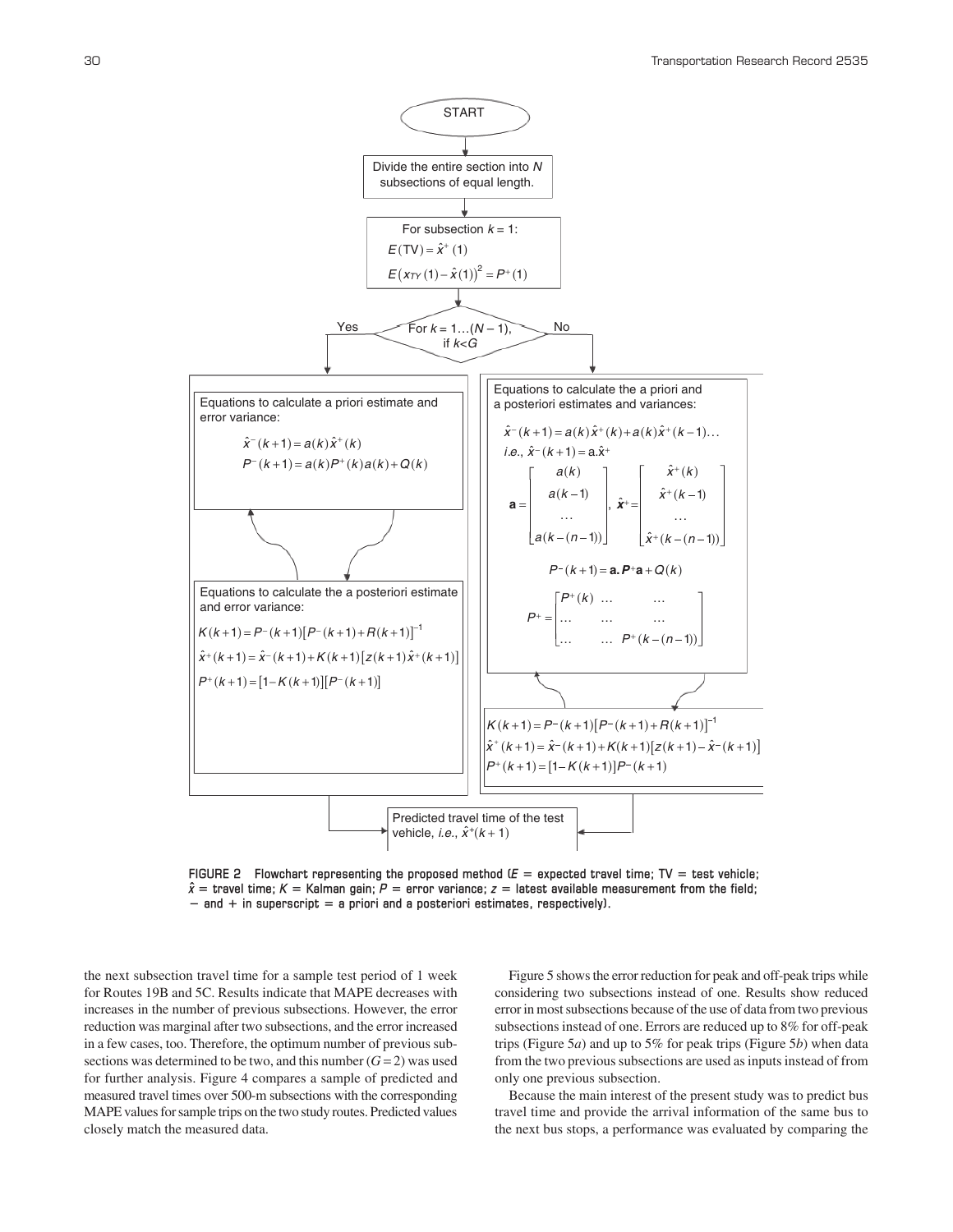START

Divide the entire section into $N$ subsections of equal length.

For subsection $k = 1$:

$E(\text{TV}) = \hat{x}^+(1)$

$E(x_{TY}(1) - \hat{x}(1))^2 = P^+(1)$

For $k = 1 \ldots (N-1)$, if $k < G$ — Yes / No

**Yes:**

Equations to calculate a priori estimate and error variance:

$$\hat{x}^-(k+1) = a(k)\hat{x}^+(k)$$

$$P^-(k+1) = a(k)P^+(k)a(k) + Q(k)$$

Equations to calculate the a posteriori estimate and error variance:

$$K(k+1) = P^-(k+1)\left[P^-(k+1) + R(k+1)\right]^{-1}$$

$$\hat{x}^+(k+1) = \hat{x}^-(k+1) + K(k+1)\left[z(k+1)\hat{x}^+(k+1)\right]$$

$$P^+(k+1) = \left[1 - K(k+1)\right]\left[P^-(k+1)\right]$$

**No:**

Equations to calculate the a priori and a posteriori estimates and variances:

$$\hat{x}^-(k+1) = a(k)\hat{x}^+(k) + a(k)\hat{x}^+(k-1)\ldots$$

*i.e.*, $\hat{x}^-(k+1) = \mathrm{a}.\hat{x}^+$

$$\mathbf{a} = \begin{bmatrix} a(k) \\ a(k-1) \\ \ldots \\ a(k-(n-1)) \end{bmatrix}, \quad \hat{\boldsymbol{x}}^+ = \begin{bmatrix} \hat{x}^+(k) \\ \hat{x}^+(k-1) \\ \ldots \\ \hat{x}^+(k-(n-1)) \end{bmatrix}$$

$$P^-(k+1) = \mathbf{a}.\boldsymbol{P}^+\mathbf{a} + Q(k)$$

$$P^+ = \begin{bmatrix} P^+(k) & \ldots & \ldots \\ \ldots & \ldots & \ldots \\ \ldots & \ldots & P^+(k-(n-1)) \end{bmatrix}$$

$$K(k+1) = P^-(k+1)\left[P^-(k+1) + R(k+1)\right]^{-1}$$

$$\hat{x}^+(k+1) = \hat{x}^-(k+1) + K(k+1)\left[z(k+1) - \hat{x}^-(k+1)\right]$$

$$P^+(k+1) = \left[1 - K(k+1)\right]P^-(k+1)$$

Predicted travel time of the test vehicle, *i.e.*, $\hat{x}^+(k+1)$

**FIGURE 2 Flowchart representing the proposed method ($E$ = expected travel time; TV = test vehicle; $\hat{x}$ = travel time; $K$ = Kalman gain; $P$ = error variance; $z$ = latest available measurement from the field; − and + in superscript = a priori and a posteriori estimates, respectively).**

the next subsection travel time for a sample test period of 1 week for Routes 19B and 5C. Results indicate that MAPE decreases with increases in the number of previous subsections. However, the error reduction was marginal after two subsections, and the error increased in a few cases, too. Therefore, the optimum number of previous subsections was determined to be two, and this number ($G = 2$) was used for further analysis. Figure 4 compares a sample of predicted and measured travel times over 500-m subsections with the corresponding MAPE values for sample trips on the two study routes. Predicted values closely match the measured data.

Figure 5 shows the error reduction for peak and off-peak trips while considering two subsections instead of one. Results show reduced error in most subsections because of the use of data from two previous subsections instead of one. Errors are reduced up to 8% for off-peak trips (Figure 5*a*) and up to 5% for peak trips (Figure 5*b*) when data from the two previous subsections are used as inputs instead of from only one previous subsection.

Because the main interest of the present study was to predict bus travel time and provide the arrival information of the same bus to the next bus stops, a performance was evaluated by comparing the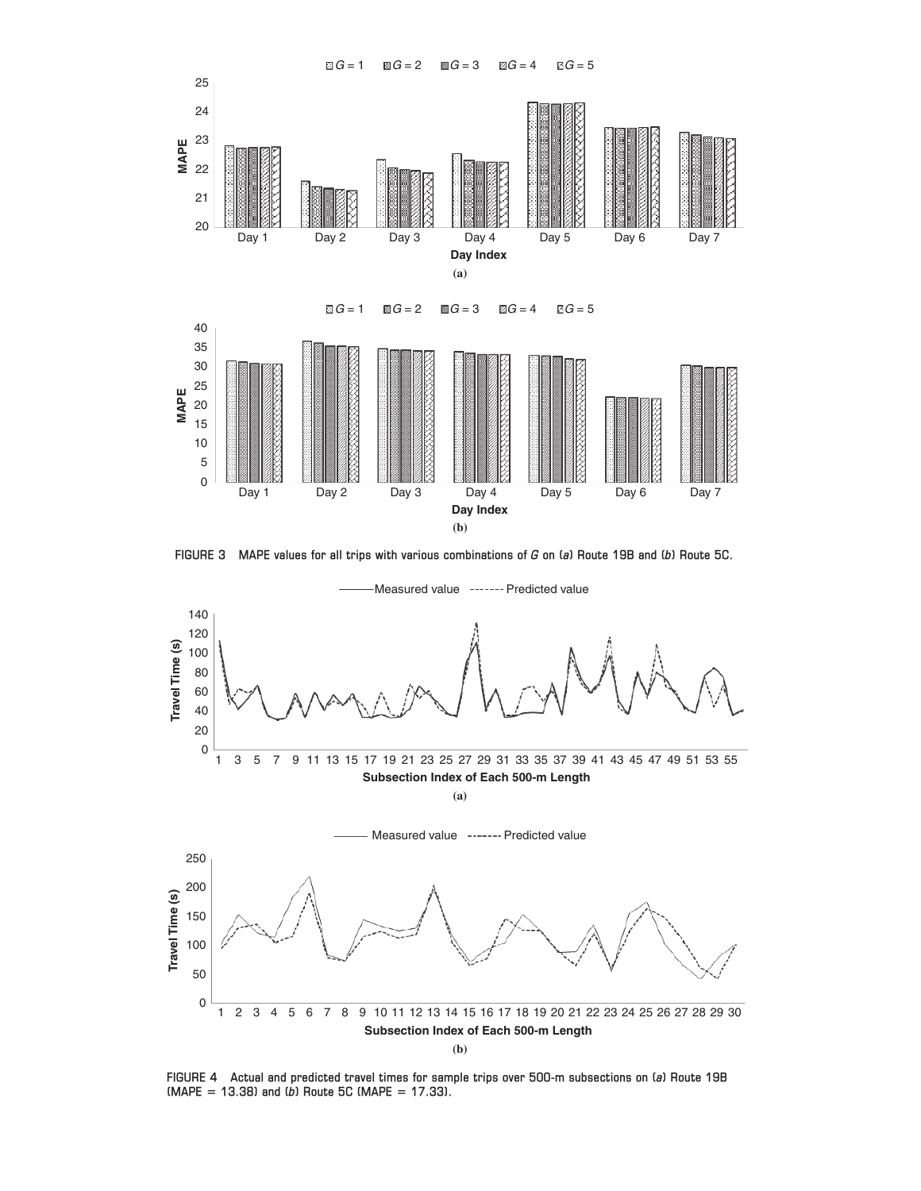FIGURE 3 MAPE values for all trips with various combinations of $G$ on (*a*) Route 19B and (*b*) Route 5C.

FIGURE 4 Actual and predicted travel times for sample trips over 500-m subsections on (*a*) Route 19B (MAPE = 13.38) and (*b*) Route 5C (MAPE = 17.33).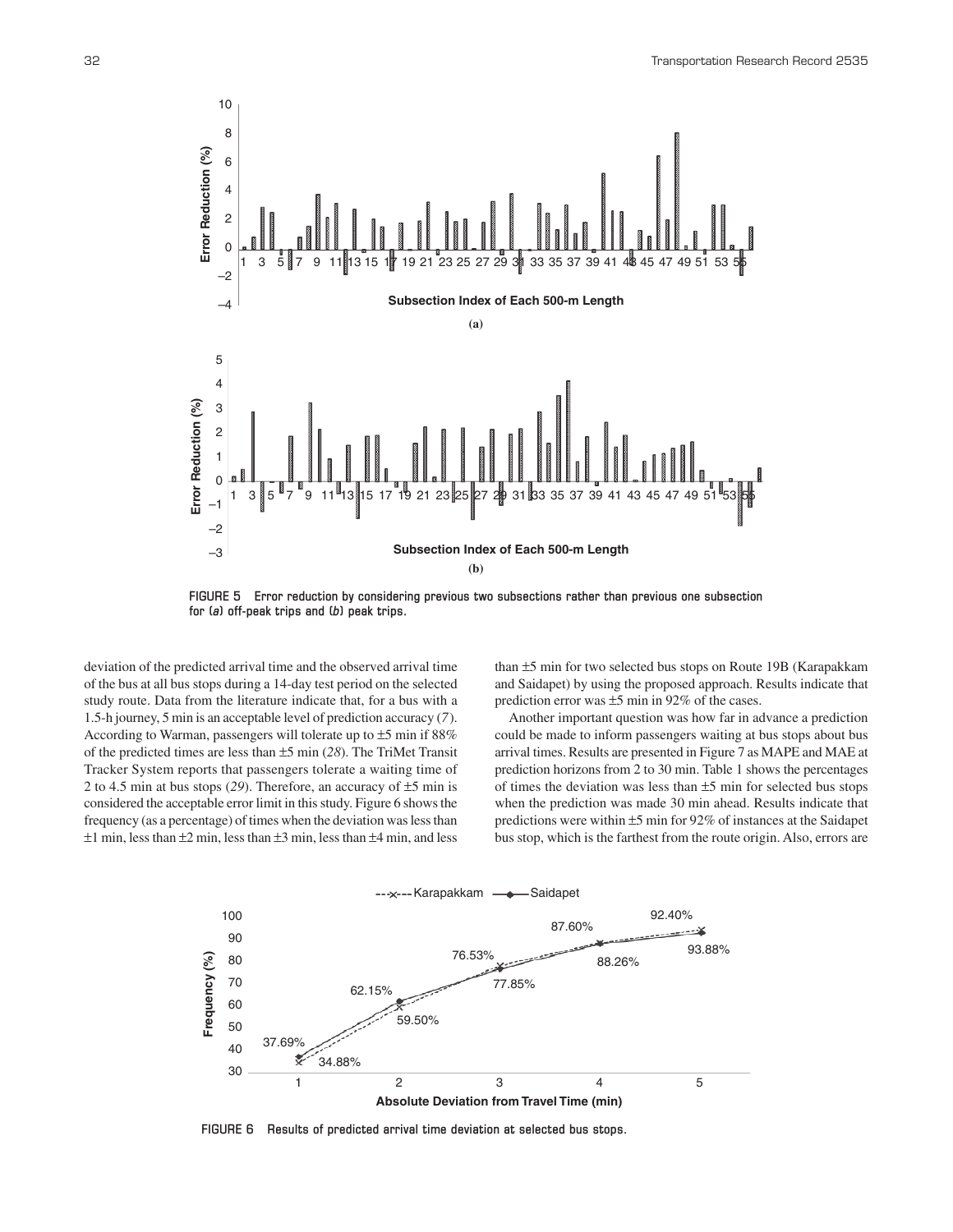FIGURE 5 Error reduction by considering previous two subsections rather than previous one subsection for (*a*) off-peak trips and (*b*) peak trips.

deviation of the predicted arrival time and the observed arrival time of the bus at all bus stops during a 14-day test period on the selected study route. Data from the literature indicate that, for a bus with a 1.5-h journey, 5 min is an acceptable level of prediction accuracy (*7*). According to Warman, passengers will tolerate up to ±5 min if 88% of the predicted times are less than ±5 min (*28*). The TriMet Transit Tracker System reports that passengers tolerate a waiting time of 2 to 4.5 min at bus stops (*29*). Therefore, an accuracy of ±5 min is considered the acceptable error limit in this study. Figure 6 shows the frequency (as a percentage) of times when the deviation was less than ±1 min, less than ±2 min, less than ±3 min, less than ±4 min, and less than ±5 min for two selected bus stops on Route 19B (Karapakkam and Saidapet) by using the proposed approach. Results indicate that prediction error was ±5 min in 92% of the cases.

Another important question was how far in advance a prediction could be made to inform passengers waiting at bus stops about bus arrival times. Results are presented in Figure 7 as MAPE and MAE at prediction horizons from 2 to 30 min. Table 1 shows the percentages of times the deviation was less than ±5 min for selected bus stops when the prediction was made 30 min ahead. Results indicate that predictions were within ±5 min for 92% of instances at the Saidapet bus stop, which is the farthest from the route origin. Also, errors are

FIGURE 6 Results of predicted arrival time deviation at selected bus stops.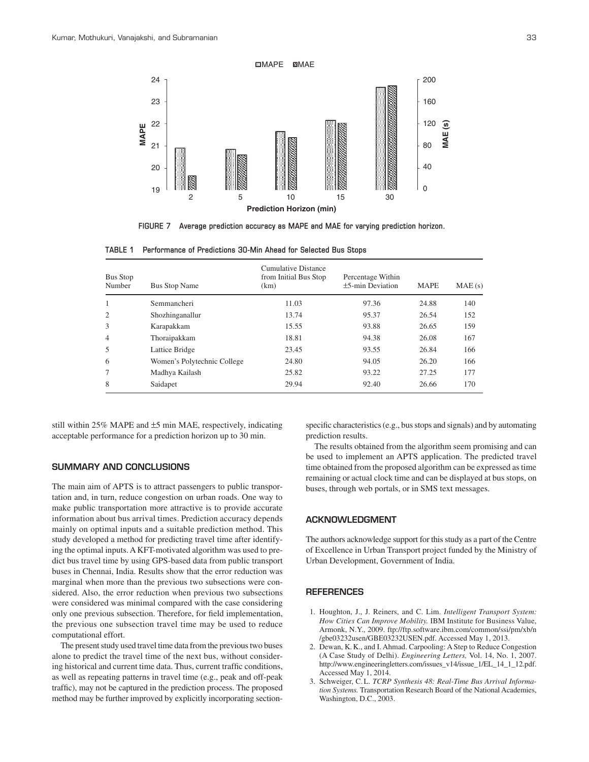FIGURE 7 Average prediction accuracy as MAPE and MAE for varying prediction horizon.

TABLE 1 Performance of Predictions 30-Min Ahead for Selected Bus Stops

| Bus Stop Number | Bus Stop Name | Cumulative Distance from Initial Bus Stop (km) | Percentage Within ±5-min Deviation | MAPE | MAE (s) |
|---|---|---|---|---|---|
| 1 | Semmancheri | 11.03 | 97.36 | 24.88 | 140 |
| 2 | Shozhinganallur | 13.74 | 95.37 | 26.54 | 152 |
| 3 | Karapakkam | 15.55 | 93.88 | 26.65 | 159 |
| 4 | Thoraipakkam | 18.81 | 94.38 | 26.08 | 167 |
| 5 | Lattice Bridge | 23.45 | 93.55 | 26.84 | 166 |
| 6 | Women's Polytechnic College | 24.80 | 94.05 | 26.20 | 166 |
| 7 | Madhya Kailash | 25.82 | 93.22 | 27.25 | 177 |
| 8 | Saidapet | 29.94 | 92.40 | 26.66 | 170 |

still within 25% MAPE and ±5 min MAE, respectively, indicating acceptable performance for a prediction horizon up to 30 min.

## SUMMARY AND CONCLUSIONS

The main aim of APTS is to attract passengers to public transportation and, in turn, reduce congestion on urban roads. One way to make public transportation more attractive is to provide accurate information about bus arrival times. Prediction accuracy depends mainly on optimal inputs and a suitable prediction method. This study developed a method for predicting travel time after identifying the optimal inputs. A KFT-motivated algorithm was used to predict bus travel time by using GPS-based data from public transport buses in Chennai, India. Results show that the error reduction was marginal when more than the previous two subsections were considered. Also, the error reduction when previous two subsections were considered was minimal compared with the case considering only one previous subsection. Therefore, for field implementation, the previous one subsection travel time may be used to reduce computational effort.

The present study used travel time data from the previous two buses alone to predict the travel time of the next bus, without considering historical and current time data. Thus, current traffic conditions, as well as repeating patterns in travel time (e.g., peak and off-peak traffic), may not be captured in the prediction process. The proposed method may be further improved by explicitly incorporating section-specific characteristics (e.g., bus stops and signals) and by automating prediction results.

The results obtained from the algorithm seem promising and can be used to implement an APTS application. The predicted travel time obtained from the proposed algorithm can be expressed as time remaining or actual clock time and can be displayed at bus stops, on buses, through web portals, or in SMS text messages.

## ACKNOWLEDGMENT

The authors acknowledge support for this study as a part of the Centre of Excellence in Urban Transport project funded by the Ministry of Urban Development, Government of India.

## REFERENCES

1. Houghton, J., J. Reiners, and C. Lim. *Intelligent Transport System: How Cities Can Improve Mobility.* IBM Institute for Business Value, Armonk, N.Y., 2009. ftp://ftp.software.ibm.com/common/ssi/pm/xb/n/gbe03232usen/GBE03232USEN.pdf. Accessed May 1, 2013.
2. Dewan, K. K., and I. Ahmad. Carpooling: A Step to Reduce Congestion (A Case Study of Delhi). *Engineering Letters,* Vol. 14, No. 1, 2007. http://www.engineeringletters.com/issues_v14/issue_1/EL_14_1_12.pdf. Accessed May 1, 2014.
3. Schweiger, C. L. *TCRP Synthesis 48: Real-Time Bus Arrival Information Systems.* Transportation Research Board of the National Academies, Washington, D.C., 2003.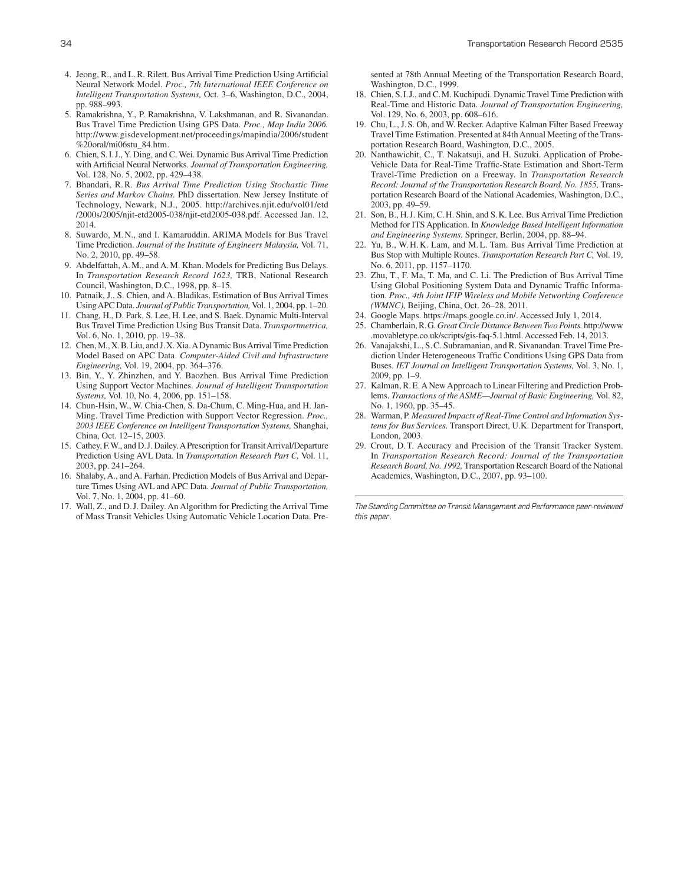4. Jeong, R., and L. R. Rilett. Bus Arrival Time Prediction Using Artificial Neural Network Model. *Proc., 7th International IEEE Conference on Intelligent Transportation Systems,* Oct. 3–6, Washington, D.C., 2004, pp. 988–993.
5. Ramakrishna, Y., P. Ramakrishna, V. Lakshmanan, and R. Sivanandan. Bus Travel Time Prediction Using GPS Data. *Proc., Map India 2006.* http://www.gisdevelopment.net/proceedings/mapindia/2006/student%20oral/mi06stu_84.htm.
6. Chien, S. I. J., Y. Ding, and C. Wei. Dynamic Bus Arrival Time Prediction with Artificial Neural Networks. *Journal of Transportation Engineering,* Vol. 128, No. 5, 2002, pp. 429–438.
7. Bhandari, R. R. *Bus Arrival Time Prediction Using Stochastic Time Series and Markov Chains.* PhD dissertation. New Jersey Institute of Technology, Newark, N.J., 2005. http://archives.njit.edu/vol01/etd/2000s/2005/njit-etd2005-038/njit-etd2005-038.pdf. Accessed Jan. 12, 2014.
8. Suwardo, M. N., and I. Kamaruddin. ARIMA Models for Bus Travel Time Prediction. *Journal of the Institute of Engineers Malaysia,* Vol. 71, No. 2, 2010, pp. 49–58.
9. Abdelfattah, A. M., and A. M. Khan. Models for Predicting Bus Delays. In *Transportation Research Record 1623,* TRB, National Research Council, Washington, D.C., 1998, pp. 8–15.
10. Patnaik, J., S. Chien, and A. Bladikas. Estimation of Bus Arrival Times Using APC Data. *Journal of Public Transportation,* Vol. 1, 2004, pp. 1–20.
11. Chang, H., D. Park, S. Lee, H. Lee, and S. Baek. Dynamic Multi-Interval Bus Travel Time Prediction Using Bus Transit Data. *Transportmetrica,* Vol. 6, No. 1, 2010, pp. 19–38.
12. Chen, M., X. B. Liu, and J. X. Xia. A Dynamic Bus Arrival Time Prediction Model Based on APC Data. *Computer-Aided Civil and Infrastructure Engineering,* Vol. 19, 2004, pp. 364–376.
13. Bin, Y., Y. Zhinzhen, and Y. Baozhen. Bus Arrival Time Prediction Using Support Vector Machines. *Journal of Intelligent Transportation Systems,* Vol. 10, No. 4, 2006, pp. 151–158.
14. Chun-Hsin, W., W. Chia-Chen, S. Da-Chum, C. Ming-Hua, and H. Jan-Ming. Travel Time Prediction with Support Vector Regression. *Proc., 2003 IEEE Conference on Intelligent Transportation Systems,* Shanghai, China, Oct. 12–15, 2003.
15. Cathey, F. W., and D. J. Dailey. A Prescription for Transit Arrival/Departure Prediction Using AVL Data. In *Transportation Research Part C,* Vol. 11, 2003, pp. 241–264.
16. Shalaby, A., and A. Farhan. Prediction Models of Bus Arrival and Departure Times Using AVL and APC Data. *Journal of Public Transportation,* Vol. 7, No. 1, 2004, pp. 41–60.
17. Wall, Z., and D. J. Dailey. An Algorithm for Predicting the Arrival Time of Mass Transit Vehicles Using Automatic Vehicle Location Data. Presented at 78th Annual Meeting of the Transportation Research Board, Washington, D.C., 1999.
18. Chien, S. I. J., and C. M. Kuchipudi. Dynamic Travel Time Prediction with Real-Time and Historic Data. *Journal of Transportation Engineering,* Vol. 129, No. 6, 2003, pp. 608–616.
19. Chu, L., J. S. Oh, and W. Recker. Adaptive Kalman Filter Based Freeway Travel Time Estimation. Presented at 84th Annual Meeting of the Transportation Research Board, Washington, D.C., 2005.
20. Nanthawichit, C., T. Nakatsuji, and H. Suzuki. Application of Probe-Vehicle Data for Real-Time Traffic-State Estimation and Short-Term Travel-Time Prediction on a Freeway. In *Transportation Research Record: Journal of the Transportation Research Board, No. 1855,* Transportation Research Board of the National Academies, Washington, D.C., 2003, pp. 49–59.
21. Son, B., H. J. Kim, C. H. Shin, and S. K. Lee. Bus Arrival Time Prediction Method for ITS Application. In *Knowledge Based Intelligent Information and Engineering Systems.* Springer, Berlin, 2004, pp. 88–94.
22. Yu, B., W. H. K. Lam, and M. L. Tam. Bus Arrival Time Prediction at Bus Stop with Multiple Routes. *Transportation Research Part C,* Vol. 19, No. 6, 2011, pp. 1157–1170.
23. Zhu, T., F. Ma, T. Ma, and C. Li. The Prediction of Bus Arrival Time Using Global Positioning System Data and Dynamic Traffic Information. *Proc., 4th Joint IFIP Wireless and Mobile Networking Conference (WMNC),* Beijing, China, Oct. 26–28, 2011.
24. Google Maps. https://maps.google.co.in/. Accessed July 1, 2014.
25. Chamberlain, R. G. *Great Circle Distance Between Two Points.* http://www.movabletype.co.uk/scripts/gis-faq-5.1.html. Accessed Feb. 14, 2013.
26. Vanajakshi, L., S. C. Subramanian, and R. Sivanandan. Travel Time Prediction Under Heterogeneous Traffic Conditions Using GPS Data from Buses. *IET Journal on Intelligent Transportation Systems,* Vol. 3, No. 1, 2009, pp. 1–9.
27. Kalman, R. E. A New Approach to Linear Filtering and Prediction Problems. *Transactions of the ASME—Journal of Basic Engineering,* Vol. 82, No. 1, 1960, pp. 35–45.
28. Warman, P. *Measured Impacts of Real-Time Control and Information Systems for Bus Services.* Transport Direct, U.K. Department for Transport, London, 2003.
29. Crout, D. T. Accuracy and Precision of the Transit Tracker System. In *Transportation Research Record: Journal of the Transportation Research Board, No. 1992,* Transportation Research Board of the National Academies, Washington, D.C., 2007, pp. 93–100.

---

*The Standing Committee on Transit Management and Performance peer-reviewed this paper.*